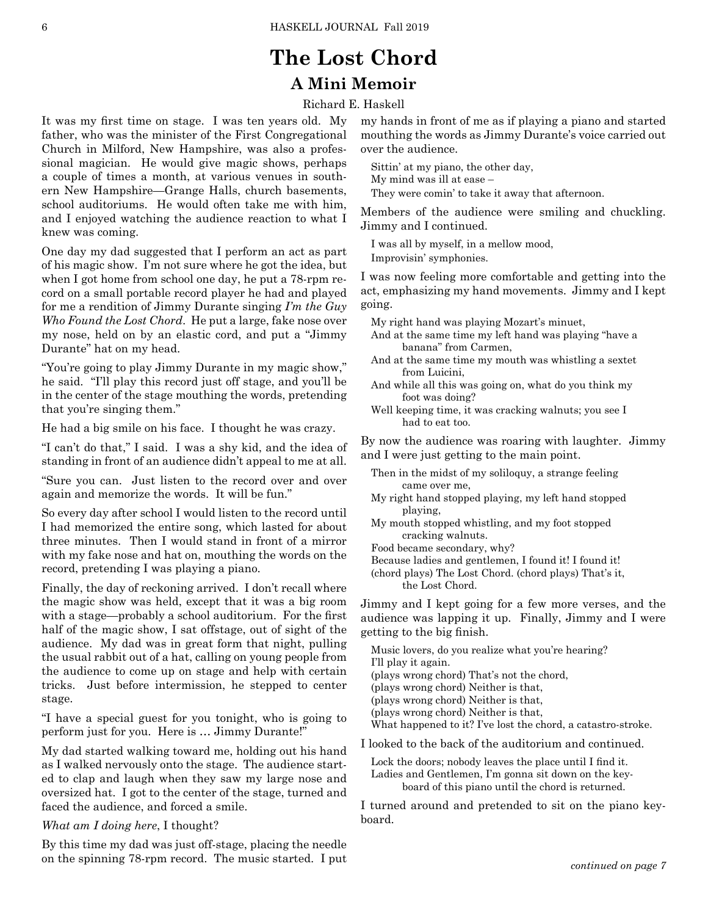# The Lost Chord

## A Mini Memoir

Richard E. Haskell

It was my first time on stage. I was ten years old. My father, who was the minister of the First Congregational Church in Milford, New Hampshire, was also a professional magician. He would give magic shows, perhaps a couple of times a month, at various venues in southern New Hampshire—Grange Halls, church basements, school auditoriums. He would often take me with him, and I enjoyed watching the audience reaction to what I knew was coming.

One day my dad suggested that I perform an act as part of his magic show. I'm not sure where he got the idea, but when I got home from school one day, he put a 78-rpm record on a small portable record player he had and played for me a rendition of Jimmy Durante singing *I'm the Guy Who Found the Lost Chord*. He put a large, fake nose over my nose, held on by an elastic cord, and put a "Jimmy Durante" hat on my head.

"You're going to play Jimmy Durante in my magic show," he said. "I'll play this record just off stage, and you'll be in the center of the stage mouthing the words, pretending that you're singing them."

He had a big smile on his face. I thought he was crazy.

"I can't do that," I said. I was a shy kid, and the idea of standing in front of an audience didn't appeal to me at all.

"Sure you can. Just listen to the record over and over again and memorize the words. It will be fun."

So every day after school I would listen to the record until I had memorized the entire song, which lasted for about three minutes. Then I would stand in front of a mirror with my fake nose and hat on, mouthing the words on the record, pretending I was playing a piano.

Finally, the day of reckoning arrived. I don't recall where the magic show was held, except that it was a big room with a stage—probably a school auditorium. For the first half of the magic show, I sat offstage, out of sight of the audience. My dad was in great form that night, pulling the usual rabbit out of a hat, calling on young people from the audience to come up on stage and help with certain tricks. Just before intermission, he stepped to center stage.

"I have a special guest for you tonight, who is going to perform just for you. Here is … Jimmy Durante!"

My dad started walking toward me, holding out his hand as I walked nervously onto the stage. The audience started to clap and laugh when they saw my large nose and oversized hat. I got to the center of the stage, turned and faced the audience, and forced a smile.

*What am I doing here*, I thought?

By this time my dad was just off-stage, placing the needle on the spinning 78-rpm record. The music started. I put my hands in front of me as if playing a piano and started mouthing the words as Jimmy Durante's voice carried out over the audience.

> Sittin' at my piano, the other day,
> My mind was ill at ease –
> They were comin' to take it away that afternoon.

Members of the audience were smiling and chuckling. Jimmy and I continued.

> I was all by myself, in a mellow mood,
> Improvisin' symphonies.

I was now feeling more comfortable and getting into the act, emphasizing my hand movements. Jimmy and I kept going.

> My right hand was playing Mozart's minuet,
> And at the same time my left hand was playing "have a banana" from Carmen,
> And at the same time my mouth was whistling a sextet from Luicini,
> And while all this was going on, what do you think my foot was doing?
> Well keeping time, it was cracking walnuts; you see I had to eat too.

By now the audience was roaring with laughter. Jimmy and I were just getting to the main point.

> Then in the midst of my soliloquy, a strange feeling came over me,
> My right hand stopped playing, my left hand stopped playing,
> My mouth stopped whistling, and my foot stopped cracking walnuts.
> Food became secondary, why?
> Because ladies and gentlemen, I found it! I found it!
> (chord plays) The Lost Chord. (chord plays) That's it, the Lost Chord.

Jimmy and I kept going for a few more verses, and the audience was lapping it up. Finally, Jimmy and I were getting to the big finish.

> Music lovers, do you realize what you're hearing?
> I'll play it again.
> (plays wrong chord) That's not the chord,
> (plays wrong chord) Neither is that,
> (plays wrong chord) Neither is that,
> (plays wrong chord) Neither is that,
> What happened to it? I've lost the chord, a catastro-stroke.

I looked to the back of the auditorium and continued.

> Lock the doors; nobody leaves the place until I find it.
> Ladies and Gentlemen, I'm gonna sit down on the keyboard of this piano until the chord is returned.

I turned around and pretended to sit on the piano keyboard.

*continued on page 7*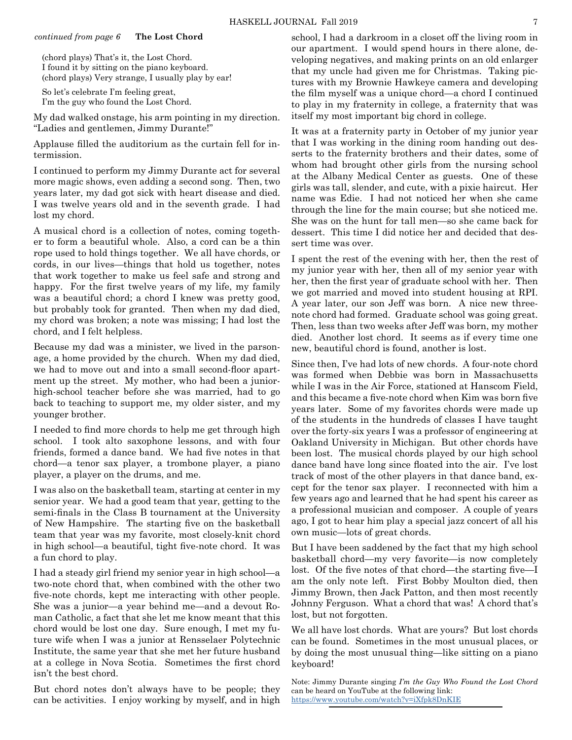*continued from page 6* **The Lost Chord**

(chord plays) That's it, the Lost Chord.
I found it by sitting on the piano keyboard.
(chord plays) Very strange, I usually play by ear!

So let's celebrate I'm feeling great,
I'm the guy who found the Lost Chord.

My dad walked onstage, his arm pointing in my direction. "Ladies and gentlemen, Jimmy Durante!"

Applause filled the auditorium as the curtain fell for intermission.

I continued to perform my Jimmy Durante act for several more magic shows, even adding a second song. Then, two years later, my dad got sick with heart disease and died. I was twelve years old and in the seventh grade. I had lost my chord.

A musical chord is a collection of notes, coming together to form a beautiful whole. Also, a cord can be a thin rope used to hold things together. We all have chords, or cords, in our lives—things that hold us together, notes that work together to make us feel safe and strong and happy. For the first twelve years of my life, my family was a beautiful chord; a chord I knew was pretty good, but probably took for granted. Then when my dad died, my chord was broken; a note was missing; I had lost the chord, and I felt helpless.

Because my dad was a minister, we lived in the parsonage, a home provided by the church. When my dad died, we had to move out and into a small second-floor apartment up the street. My mother, who had been a junior-high-school teacher before she was married, had to go back to teaching to support me, my older sister, and my younger brother.

I needed to find more chords to help me get through high school. I took alto saxophone lessons, and with four friends, formed a dance band. We had five notes in that chord—a tenor sax player, a trombone player, a piano player, a player on the drums, and me.

I was also on the basketball team, starting at center in my senior year. We had a good team that year, getting to the semi-finals in the Class B tournament at the University of New Hampshire. The starting five on the basketball team that year was my favorite, most closely-knit chord in high school—a beautiful, tight five-note chord. It was a fun chord to play.

I had a steady girl friend my senior year in high school—a two-note chord that, when combined with the other two five-note chords, kept me interacting with other people. She was a junior—a year behind me—and a devout Roman Catholic, a fact that she let me know meant that this chord would be lost one day. Sure enough, I met my future wife when I was a junior at Rensselaer Polytechnic Institute, the same year that she met her future husband at a college in Nova Scotia. Sometimes the first chord isn't the best chord.

But chord notes don't always have to be people; they can be activities. I enjoy working by myself, and in high school, I had a darkroom in a closet off the living room in our apartment. I would spend hours in there alone, developing negatives, and making prints on an old enlarger that my uncle had given me for Christmas. Taking pictures with my Brownie Hawkeye camera and developing the film myself was a unique chord—a chord I continued to play in my fraternity in college, a fraternity that was itself my most important big chord in college.

It was at a fraternity party in October of my junior year that I was working in the dining room handing out desserts to the fraternity brothers and their dates, some of whom had brought other girls from the nursing school at the Albany Medical Center as guests. One of these girls was tall, slender, and cute, with a pixie haircut. Her name was Edie. I had not noticed her when she came through the line for the main course; but she noticed me. She was on the hunt for tall men—so she came back for dessert. This time I did notice her and decided that dessert time was over.

I spent the rest of the evening with her, then the rest of my junior year with her, then all of my senior year with her, then the first year of graduate school with her. Then we got married and moved into student housing at RPI. A year later, our son Jeff was born. A nice new three-note chord had formed. Graduate school was going great. Then, less than two weeks after Jeff was born, my mother died. Another lost chord. It seems as if every time one new, beautiful chord is found, another is lost.

Since then, I've had lots of new chords. A four-note chord was formed when Debbie was born in Massachusetts while I was in the Air Force, stationed at Hanscom Field, and this became a five-note chord when Kim was born five years later. Some of my favorites chords were made up of the students in the hundreds of classes I have taught over the forty-six years I was a professor of engineering at Oakland University in Michigan. But other chords have been lost. The musical chords played by our high school dance band have long since floated into the air. I've lost track of most of the other players in that dance band, except for the tenor sax player. I reconnected with him a few years ago and learned that he had spent his career as a professional musician and composer. A couple of years ago, I got to hear him play a special jazz concert of all his own music—lots of great chords.

But I have been saddened by the fact that my high school basketball chord—my very favorite—is now completely lost. Of the five notes of that chord—the starting five—I am the only note left. First Bobby Moulton died, then Jimmy Brown, then Jack Patton, and then most recently Johnny Ferguson. What a chord that was! A chord that's lost, but not forgotten.

We all have lost chords. What are yours? But lost chords can be found. Sometimes in the most unusual places, or by doing the most unusual thing—like sitting on a piano keyboard!

Note: Jimmy Durante singing *I'm the Guy Who Found the Lost Chord* can be heard on YouTube at the following link:
https://www.youtube.com/watch?v=iXfpk8DnKIE